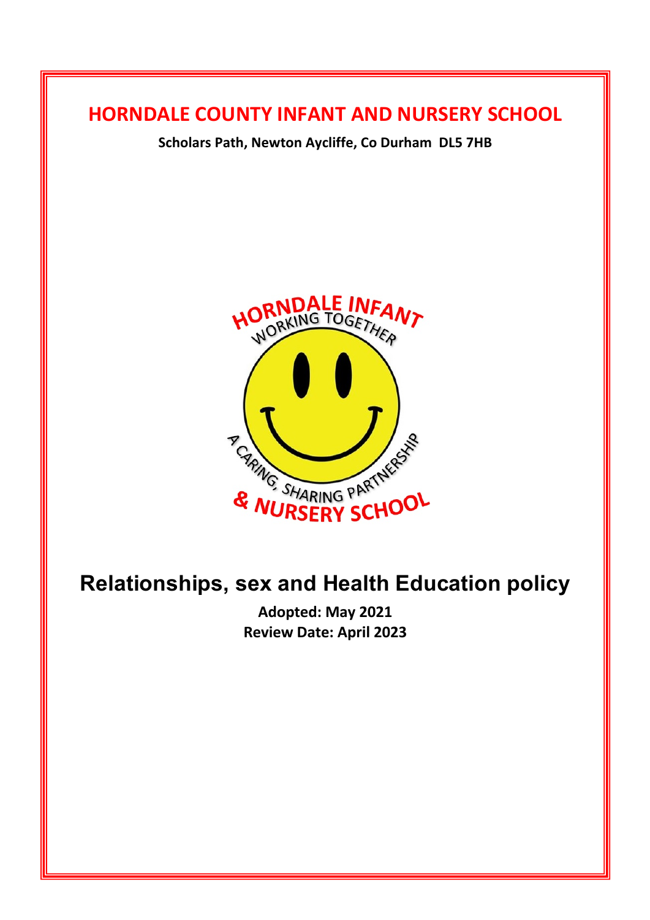# HORNDALE COUNTY INFANT AND NURSERY SCHOOL

**Scholars Path, Newton Aycliffe, Co Durham DL5 7HB**

HORNDALE INFANT
WORKING TOGETHER
A CARING, SHARING PARTNERSHIP
& NURSERY SCHOOL

# Relationships, sex and Health Education policy

**Adopted: May 2021**
**Review Date: April 2023**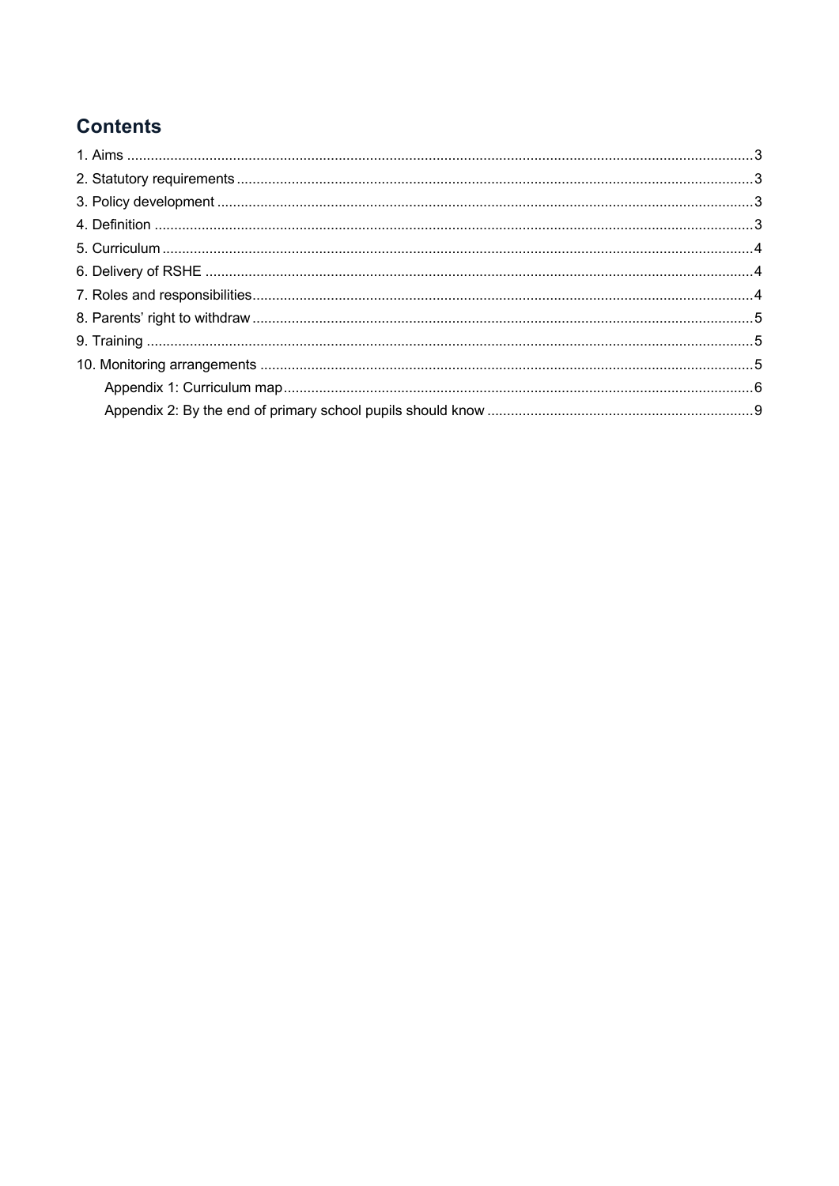## Contents

1. Aims ..... 3
2. Statutory requirements ..... 3
3. Policy development ..... 3
4. Definition ..... 3
5. Curriculum ..... 4
6. Delivery of RSHE ..... 4
7. Roles and responsibilities ..... 4
8. Parents' right to withdraw ..... 5
9. Training ..... 5
10. Monitoring arrangements ..... 5
    - Appendix 1: Curriculum map ..... 6
    - Appendix 2: By the end of primary school pupils should know ..... 9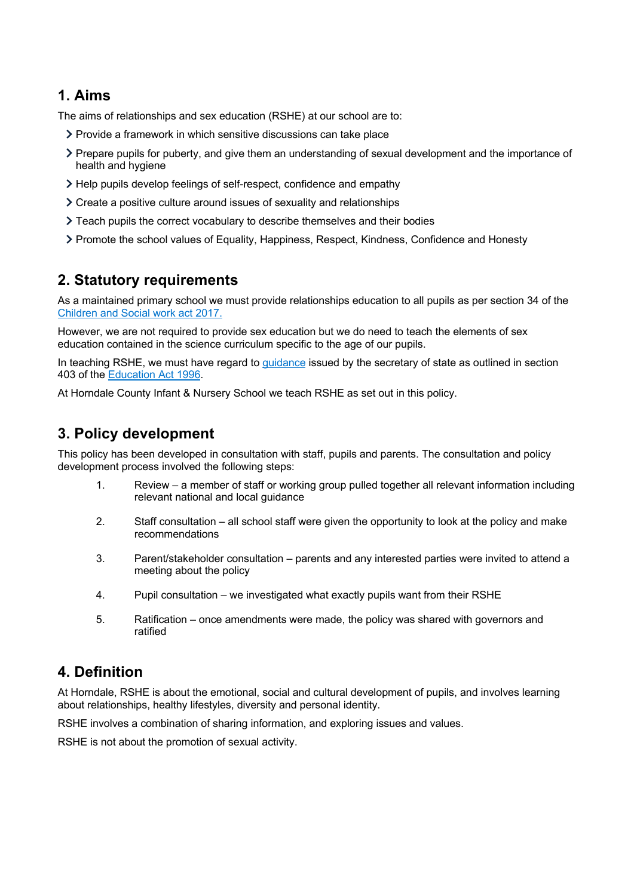## 1. Aims

The aims of relationships and sex education (RSHE) at our school are to:

- Provide a framework in which sensitive discussions can take place
- Prepare pupils for puberty, and give them an understanding of sexual development and the importance of health and hygiene
- Help pupils develop feelings of self-respect, confidence and empathy
- Create a positive culture around issues of sexuality and relationships
- Teach pupils the correct vocabulary to describe themselves and their bodies
- Promote the school values of Equality, Happiness, Respect, Kindness, Confidence and Honesty

## 2. Statutory requirements

As a maintained primary school we must provide relationships education to all pupils as per section 34 of the [Children and Social work act 2017.]()

However, we are not required to provide sex education but we do need to teach the elements of sex education contained in the science curriculum specific to the age of our pupils.

In teaching RSHE, we must have regard to [guidance]() issued by the secretary of state as outlined in section 403 of the [Education Act 1996]().

At Horndale County Infant & Nursery School we teach RSHE as set out in this policy.

## 3. Policy development

This policy has been developed in consultation with staff, pupils and parents. The consultation and policy development process involved the following steps:

1. Review – a member of staff or working group pulled together all relevant information including relevant national and local guidance
2. Staff consultation – all school staff were given the opportunity to look at the policy and make recommendations
3. Parent/stakeholder consultation – parents and any interested parties were invited to attend a meeting about the policy
4. Pupil consultation – we investigated what exactly pupils want from their RSHE
5. Ratification – once amendments were made, the policy was shared with governors and ratified

## 4. Definition

At Horndale, RSHE is about the emotional, social and cultural development of pupils, and involves learning about relationships, healthy lifestyles, diversity and personal identity.

RSHE involves a combination of sharing information, and exploring issues and values.

RSHE is not about the promotion of sexual activity.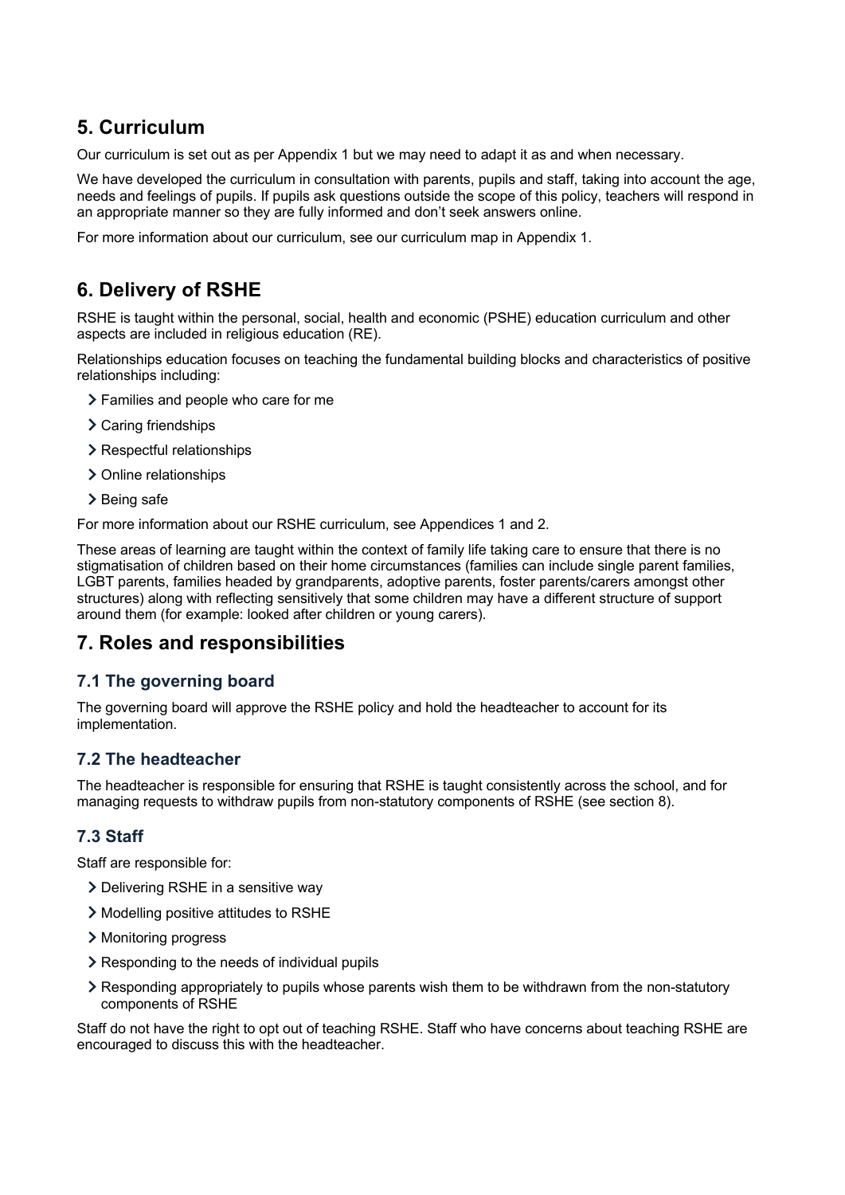## 5. Curriculum

Our curriculum is set out as per Appendix 1 but we may need to adapt it as and when necessary.

We have developed the curriculum in consultation with parents, pupils and staff, taking into account the age, needs and feelings of pupils. If pupils ask questions outside the scope of this policy, teachers will respond in an appropriate manner so they are fully informed and don't seek answers online.

For more information about our curriculum, see our curriculum map in Appendix 1.

## 6. Delivery of RSHE

RSHE is taught within the personal, social, health and economic (PSHE) education curriculum and other aspects are included in religious education (RE).

Relationships education focuses on teaching the fundamental building blocks and characteristics of positive relationships including:

- Families and people who care for me
- Caring friendships
- Respectful relationships
- Online relationships
- Being safe

For more information about our RSHE curriculum, see Appendices 1 and 2.

These areas of learning are taught within the context of family life taking care to ensure that there is no stigmatisation of children based on their home circumstances (families can include single parent families, LGBT parents, families headed by grandparents, adoptive parents, foster parents/carers amongst other structures) along with reflecting sensitively that some children may have a different structure of support around them (for example: looked after children or young carers).

## 7. Roles and responsibilities

### 7.1 The governing board

The governing board will approve the RSHE policy and hold the headteacher to account for its implementation.

### 7.2 The headteacher

The headteacher is responsible for ensuring that RSHE is taught consistently across the school, and for managing requests to withdraw pupils from non-statutory components of RSHE (see section 8).

### 7.3 Staff

Staff are responsible for:

- Delivering RSHE in a sensitive way
- Modelling positive attitudes to RSHE
- Monitoring progress
- Responding to the needs of individual pupils
- Responding appropriately to pupils whose parents wish them to be withdrawn from the non-statutory components of RSHE

Staff do not have the right to opt out of teaching RSHE. Staff who have concerns about teaching RSHE are encouraged to discuss this with the headteacher.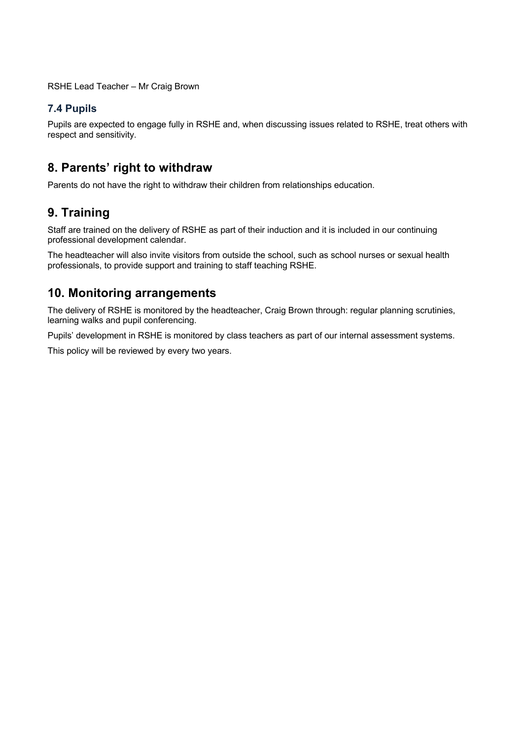RSHE Lead Teacher – Mr Craig Brown

### 7.4 Pupils

Pupils are expected to engage fully in RSHE and, when discussing issues related to RSHE, treat others with respect and sensitivity.

## 8. Parents' right to withdraw

Parents do not have the right to withdraw their children from relationships education.

## 9. Training

Staff are trained on the delivery of RSHE as part of their induction and it is included in our continuing professional development calendar.

The headteacher will also invite visitors from outside the school, such as school nurses or sexual health professionals, to provide support and training to staff teaching RSHE.

## 10. Monitoring arrangements

The delivery of RSHE is monitored by the headteacher, Craig Brown through: regular planning scrutinies, learning walks and pupil conferencing.

Pupils' development in RSHE is monitored by class teachers as part of our internal assessment systems.

This policy will be reviewed by every two years.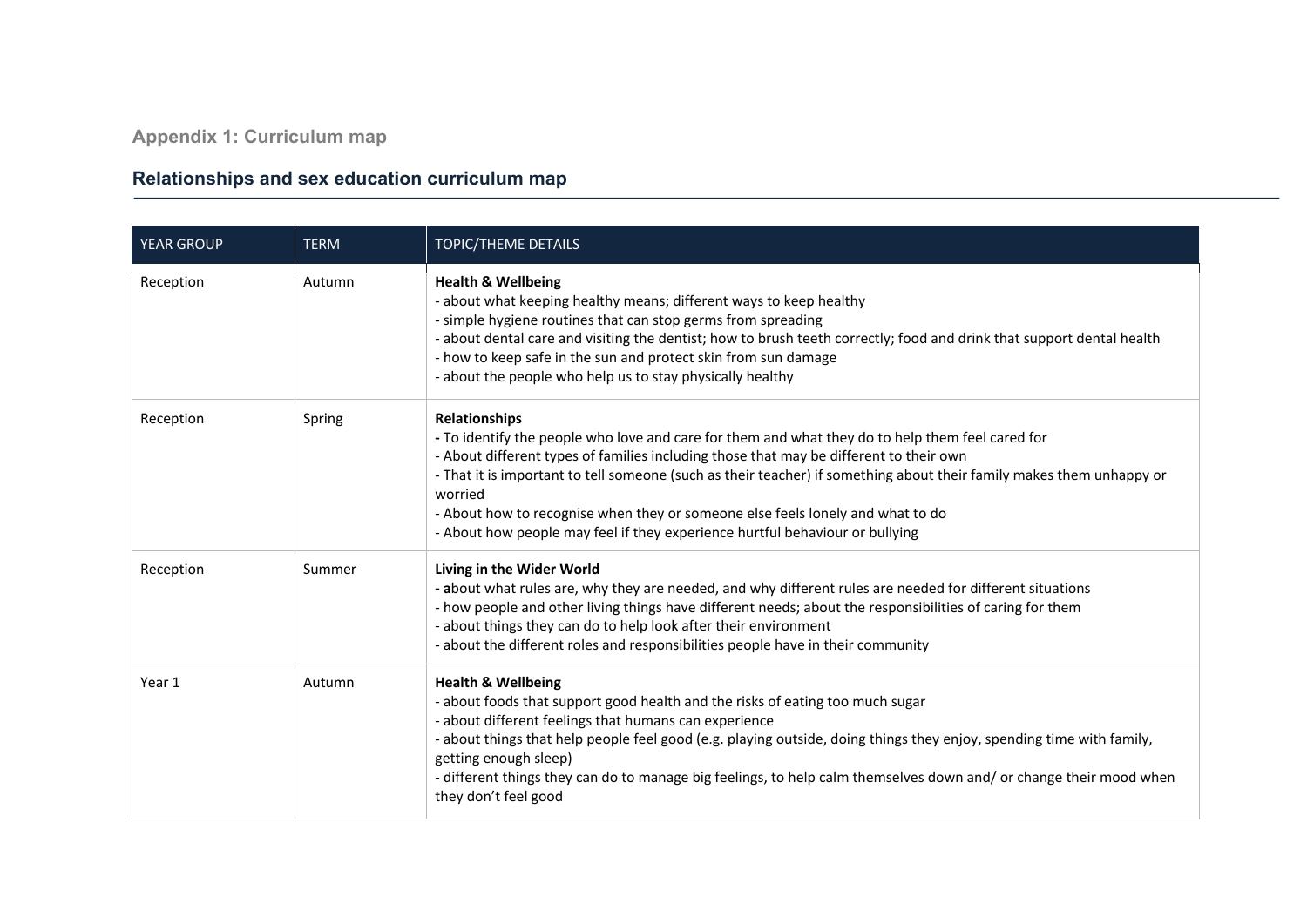## Appendix 1: Curriculum map

## Relationships and sex education curriculum map

| YEAR GROUP | TERM | TOPIC/THEME DETAILS |
|---|---|---|
| Reception | Autumn | **Health & Wellbeing**<br>- about what keeping healthy means; different ways to keep healthy<br>- simple hygiene routines that can stop germs from spreading<br>- about dental care and visiting the dentist; how to brush teeth correctly; food and drink that support dental health<br>- how to keep safe in the sun and protect skin from sun damage<br>- about the people who help us to stay physically healthy |
| Reception | Spring | **Relationships**<br>**-** To identify the people who love and care for them and what they do to help them feel cared for<br>- About different types of families including those that may be different to their own<br>- That it is important to tell someone (such as their teacher) if something about their family makes them unhappy or worried<br>- About how to recognise when they or someone else feels lonely and what to do<br>- About how people may feel if they experience hurtful behaviour or bullying |
| Reception | Summer | **Living in the Wider World**<br>**- a**bout what rules are, why they are needed, and why different rules are needed for different situations<br>- how people and other living things have different needs; about the responsibilities of caring for them<br>- about things they can do to help look after their environment<br>- about the different roles and responsibilities people have in their community |
| Year 1 | Autumn | **Health & Wellbeing**<br>- about foods that support good health and the risks of eating too much sugar<br>- about different feelings that humans can experience<br>- about things that help people feel good (e.g. playing outside, doing things they enjoy, spending time with family, getting enough sleep)<br>- different things they can do to manage big feelings, to help calm themselves down and/ or change their mood when they don't feel good |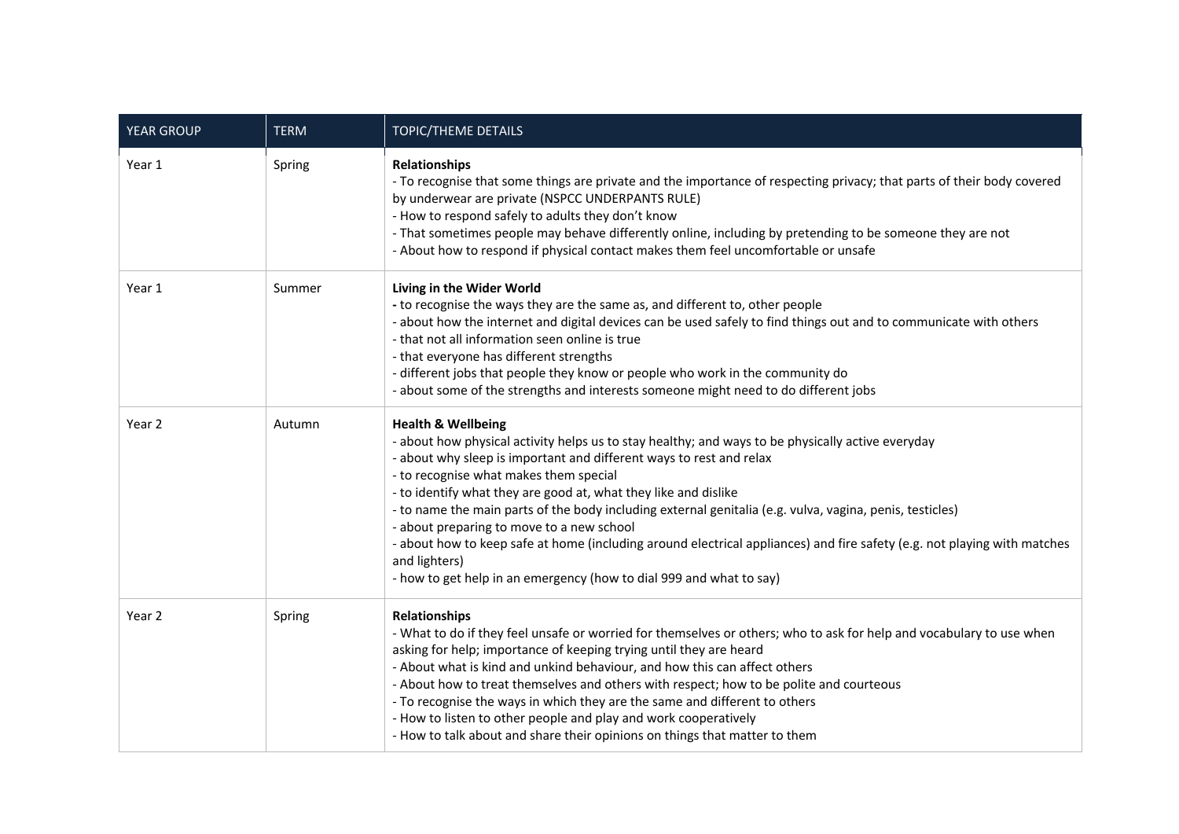| YEAR GROUP | TERM | TOPIC/THEME DETAILS |
|---|---|---|
| Year 1 | Spring | **Relationships**<br>- To recognise that some things are private and the importance of respecting privacy; that parts of their body covered by underwear are private (NSPCC UNDERPANTS RULE)<br>- How to respond safely to adults they don't know<br>- That sometimes people may behave differently online, including by pretending to be someone they are not<br>- About how to respond if physical contact makes them feel uncomfortable or unsafe |
| Year 1 | Summer | **Living in the Wider World**<br>**-** to recognise the ways they are the same as, and different to, other people<br>- about how the internet and digital devices can be used safely to find things out and to communicate with others<br>- that not all information seen online is true<br>- that everyone has different strengths<br>- different jobs that people they know or people who work in the community do<br>- about some of the strengths and interests someone might need to do different jobs |
| Year 2 | Autumn | **Health & Wellbeing**<br>- about how physical activity helps us to stay healthy; and ways to be physically active everyday<br>- about why sleep is important and different ways to rest and relax<br>- to recognise what makes them special<br>- to identify what they are good at, what they like and dislike<br>- to name the main parts of the body including external genitalia (e.g. vulva, vagina, penis, testicles)<br>- about preparing to move to a new school<br>- about how to keep safe at home (including around electrical appliances) and fire safety (e.g. not playing with matches and lighters)<br>- how to get help in an emergency (how to dial 999 and what to say) |
| Year 2 | Spring | **Relationships**<br>- What to do if they feel unsafe or worried for themselves or others; who to ask for help and vocabulary to use when asking for help; importance of keeping trying until they are heard<br>- About what is kind and unkind behaviour, and how this can affect others<br>- About how to treat themselves and others with respect; how to be polite and courteous<br>- To recognise the ways in which they are the same and different to others<br>- How to listen to other people and play and work cooperatively<br>- How to talk about and share their opinions on things that matter to them |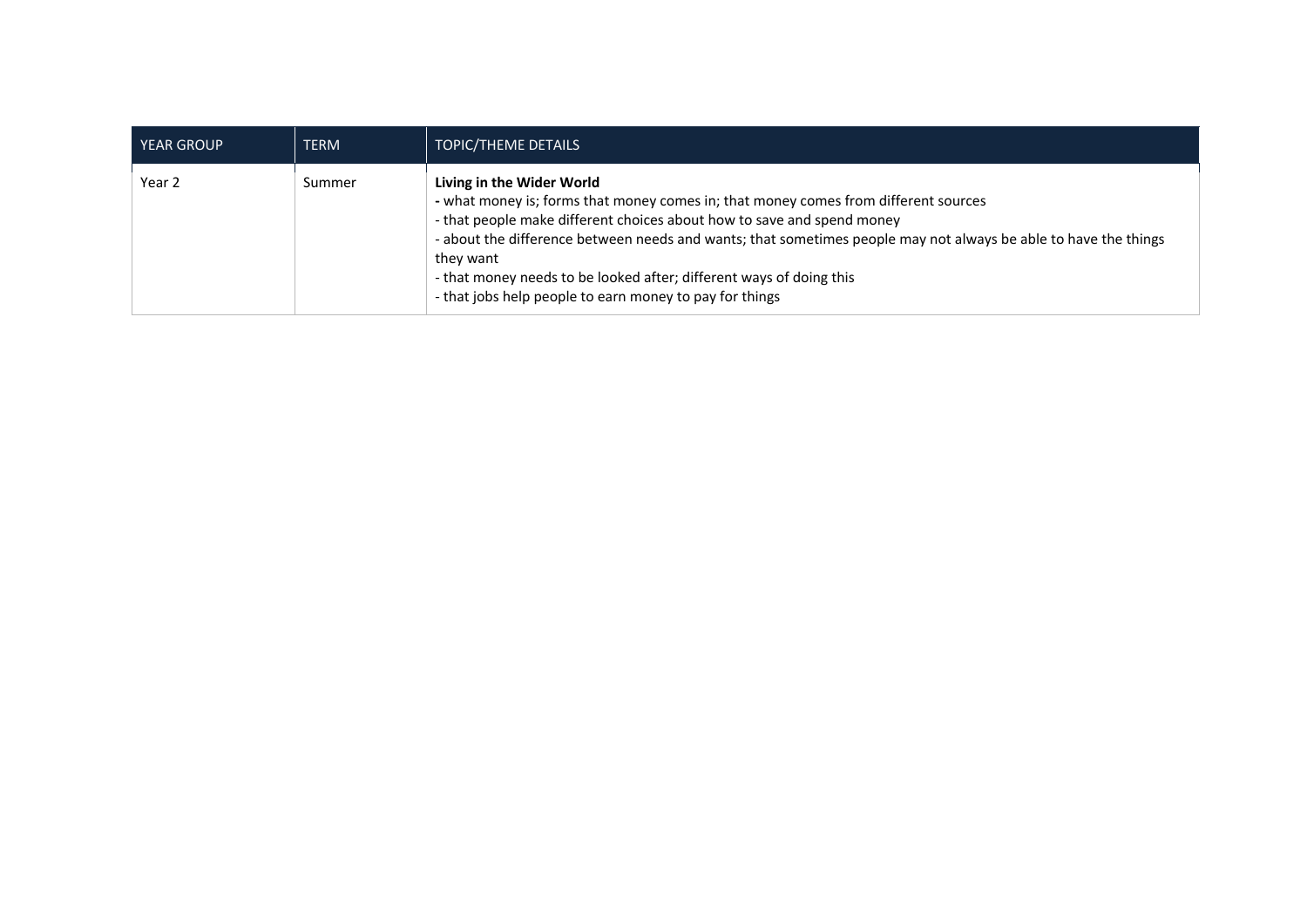| YEAR GROUP | TERM | TOPIC/THEME DETAILS |
|---|---|---|
| Year 2 | Summer | **Living in the Wider World**<br>**-** what money is; forms that money comes in; that money comes from different sources<br>- that people make different choices about how to save and spend money<br>- about the difference between needs and wants; that sometimes people may not always be able to have the things they want<br>- that money needs to be looked after; different ways of doing this<br>- that jobs help people to earn money to pay for things |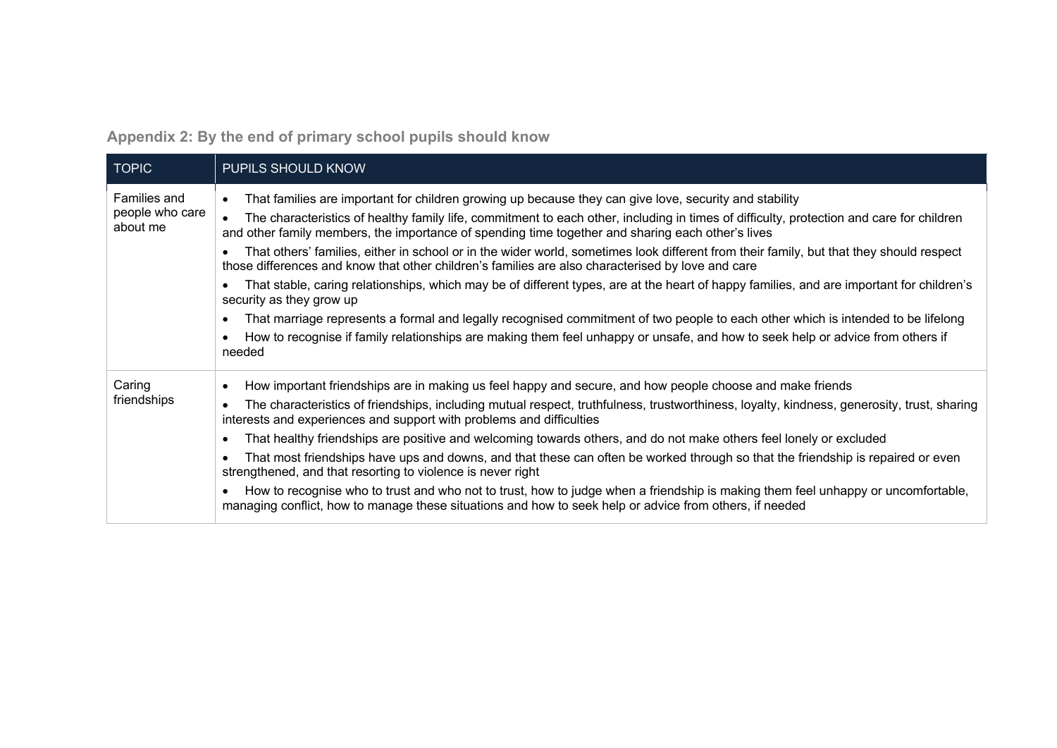## Appendix 2: By the end of primary school pupils should know

| TOPIC | PUPILS SHOULD KNOW |
|---|---|
| Families and people who care about me | • That families are important for children growing up because they can give love, security and stability<br>• The characteristics of healthy family life, commitment to each other, including in times of difficulty, protection and care for children and other family members, the importance of spending time together and sharing each other's lives<br>• That others' families, either in school or in the wider world, sometimes look different from their family, but that they should respect those differences and know that other children's families are also characterised by love and care<br>• That stable, caring relationships, which may be of different types, are at the heart of happy families, and are important for children's security as they grow up<br>• That marriage represents a formal and legally recognised commitment of two people to each other which is intended to be lifelong<br>• How to recognise if family relationships are making them feel unhappy or unsafe, and how to seek help or advice from others if needed |
| Caring friendships | • How important friendships are in making us feel happy and secure, and how people choose and make friends<br>• The characteristics of friendships, including mutual respect, truthfulness, trustworthiness, loyalty, kindness, generosity, trust, sharing interests and experiences and support with problems and difficulties<br>• That healthy friendships are positive and welcoming towards others, and do not make others feel lonely or excluded<br>• That most friendships have ups and downs, and that these can often be worked through so that the friendship is repaired or even strengthened, and that resorting to violence is never right<br>• How to recognise who to trust and who not to trust, how to judge when a friendship is making them feel unhappy or uncomfortable, managing conflict, how to manage these situations and how to seek help or advice from others, if needed |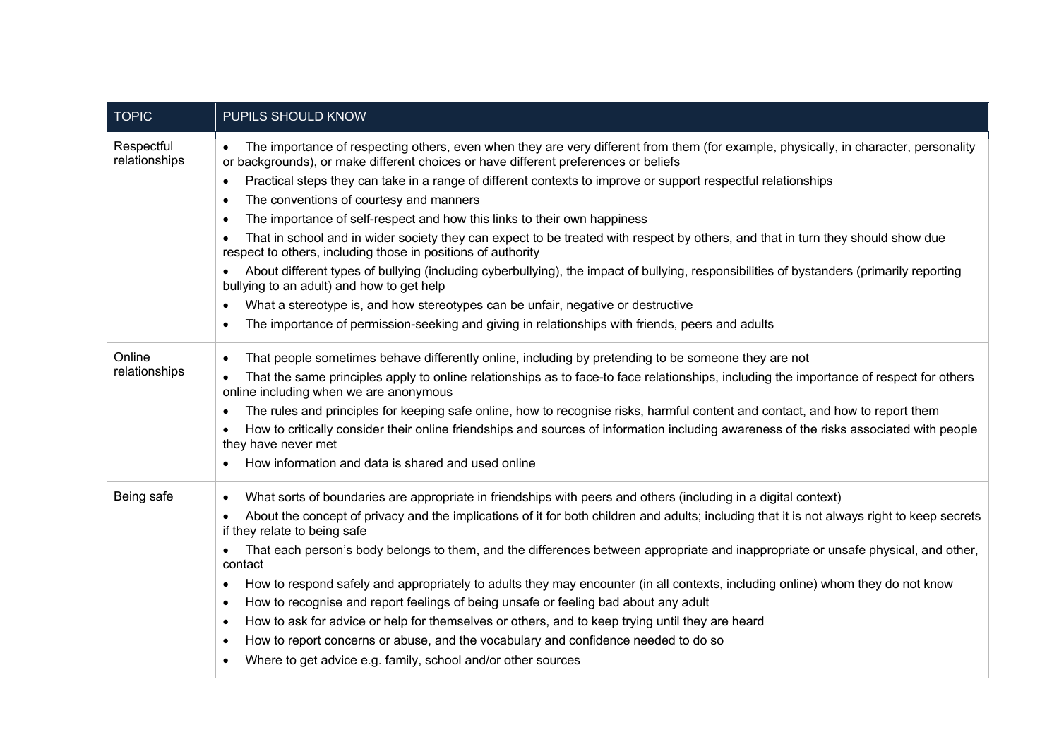| TOPIC | PUPILS SHOULD KNOW |
|---|---|
| Respectful relationships | • The importance of respecting others, even when they are very different from them (for example, physically, in character, personality or backgrounds), or make different choices or have different preferences or beliefs<br>• Practical steps they can take in a range of different contexts to improve or support respectful relationships<br>• The conventions of courtesy and manners<br>• The importance of self-respect and how this links to their own happiness<br>• That in school and in wider society they can expect to be treated with respect by others, and that in turn they should show due respect to others, including those in positions of authority<br>• About different types of bullying (including cyberbullying), the impact of bullying, responsibilities of bystanders (primarily reporting bullying to an adult) and how to get help<br>• What a stereotype is, and how stereotypes can be unfair, negative or destructive<br>• The importance of permission-seeking and giving in relationships with friends, peers and adults |
| Online relationships | • That people sometimes behave differently online, including by pretending to be someone they are not<br>• That the same principles apply to online relationships as to face-to face relationships, including the importance of respect for others online including when we are anonymous<br>• The rules and principles for keeping safe online, how to recognise risks, harmful content and contact, and how to report them<br>• How to critically consider their online friendships and sources of information including awareness of the risks associated with people they have never met<br>• How information and data is shared and used online |
| Being safe | • What sorts of boundaries are appropriate in friendships with peers and others (including in a digital context)<br>• About the concept of privacy and the implications of it for both children and adults; including that it is not always right to keep secrets if they relate to being safe<br>• That each person's body belongs to them, and the differences between appropriate and inappropriate or unsafe physical, and other, contact<br>• How to respond safely and appropriately to adults they may encounter (in all contexts, including online) whom they do not know<br>• How to recognise and report feelings of being unsafe or feeling bad about any adult<br>• How to ask for advice or help for themselves or others, and to keep trying until they are heard<br>• How to report concerns or abuse, and the vocabulary and confidence needed to do so<br>• Where to get advice e.g. family, school and/or other sources |